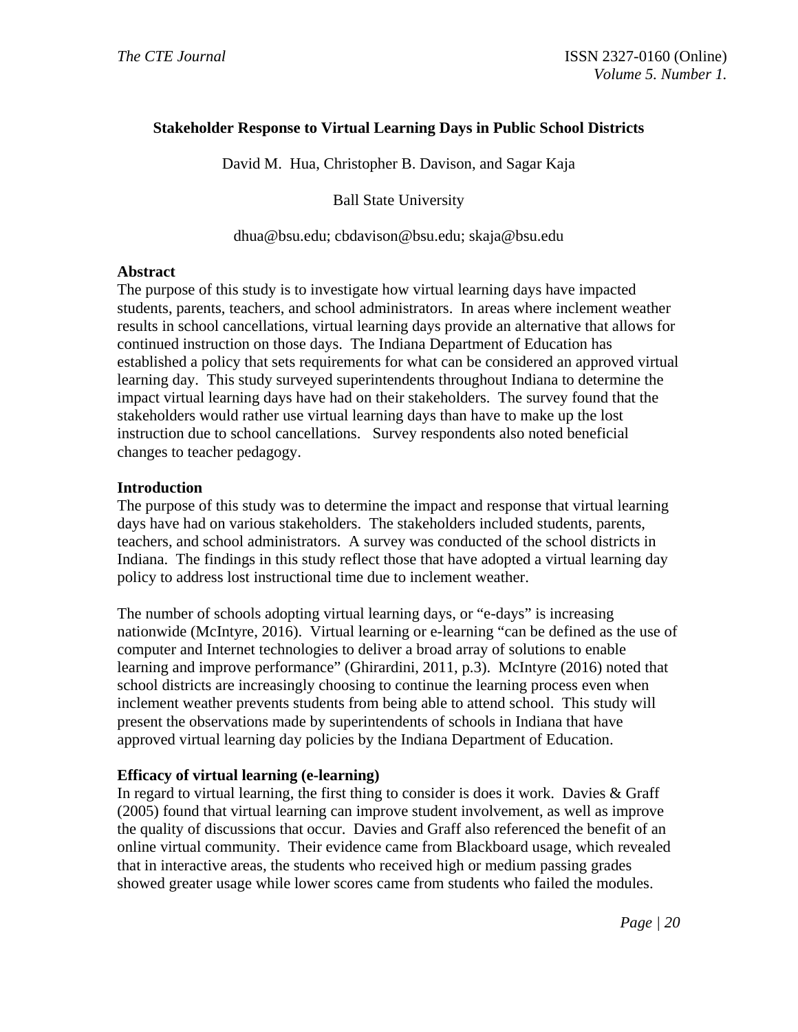# Stakeholder Response to Virtual Learning Days in Public School Districts

David M. Hua, Christopher B. Davison, and Sagar Kaja

Ball State University

dhua@bsu.edu; cbdavison@bsu.edu; skaja@bsu.edu

## Abstract

The purpose of this study is to investigate how virtual learning days have impacted students, parents, teachers, and school administrators. In areas where inclement weather results in school cancellations, virtual learning days provide an alternative that allows for continued instruction on those days. The Indiana Department of Education has established a policy that sets requirements for what can be considered an approved virtual learning day. This study surveyed superintendents throughout Indiana to determine the impact virtual learning days have had on their stakeholders. The survey found that the stakeholders would rather use virtual learning days than have to make up the lost instruction due to school cancellations. Survey respondents also noted beneficial changes to teacher pedagogy.

## Introduction

The purpose of this study was to determine the impact and response that virtual learning days have had on various stakeholders. The stakeholders included students, parents, teachers, and school administrators. A survey was conducted of the school districts in Indiana. The findings in this study reflect those that have adopted a virtual learning day policy to address lost instructional time due to inclement weather.

The number of schools adopting virtual learning days, or "e-days" is increasing nationwide (McIntyre, 2016). Virtual learning or e-learning "can be defined as the use of computer and Internet technologies to deliver a broad array of solutions to enable learning and improve performance" (Ghirardini, 2011, p.3). McIntyre (2016) noted that school districts are increasingly choosing to continue the learning process even when inclement weather prevents students from being able to attend school. This study will present the observations made by superintendents of schools in Indiana that have approved virtual learning day policies by the Indiana Department of Education.

## Efficacy of virtual learning (e-learning)

In regard to virtual learning, the first thing to consider is does it work. Davies & Graff (2005) found that virtual learning can improve student involvement, as well as improve the quality of discussions that occur. Davies and Graff also referenced the benefit of an online virtual community. Their evidence came from Blackboard usage, which revealed that in interactive areas, the students who received high or medium passing grades showed greater usage while lower scores came from students who failed the modules.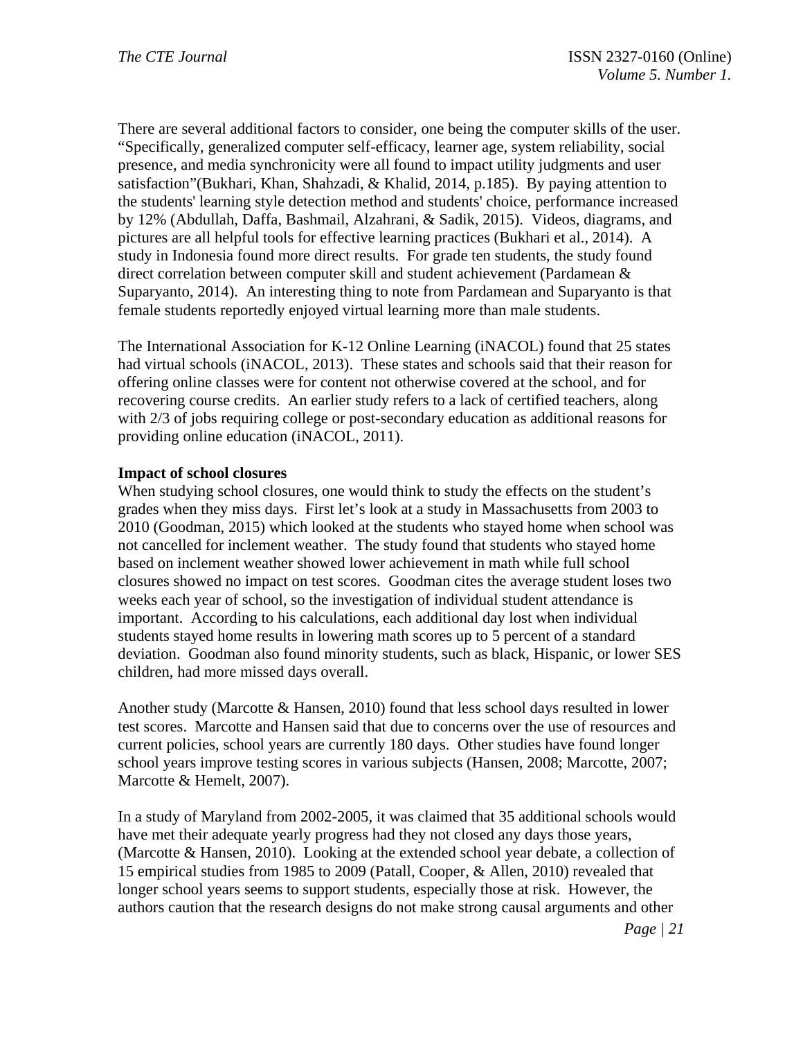There are several additional factors to consider, one being the computer skills of the user. "Specifically, generalized computer self-efficacy, learner age, system reliability, social presence, and media synchronicity were all found to impact utility judgments and user satisfaction"(Bukhari, Khan, Shahzadi, & Khalid, 2014, p.185). By paying attention to the students' learning style detection method and students' choice, performance increased by 12% (Abdullah, Daffa, Bashmail, Alzahrani, & Sadik, 2015). Videos, diagrams, and pictures are all helpful tools for effective learning practices (Bukhari et al., 2014). A study in Indonesia found more direct results. For grade ten students, the study found direct correlation between computer skill and student achievement (Pardamean & Suparyanto, 2014). An interesting thing to note from Pardamean and Suparyanto is that female students reportedly enjoyed virtual learning more than male students.

The International Association for K-12 Online Learning (iNACOL) found that 25 states had virtual schools (iNACOL, 2013). These states and schools said that their reason for offering online classes were for content not otherwise covered at the school, and for recovering course credits. An earlier study refers to a lack of certified teachers, along with 2/3 of jobs requiring college or post-secondary education as additional reasons for providing online education (iNACOL, 2011).

**Impact of school closures**

When studying school closures, one would think to study the effects on the student's grades when they miss days. First let's look at a study in Massachusetts from 2003 to 2010 (Goodman, 2015) which looked at the students who stayed home when school was not cancelled for inclement weather. The study found that students who stayed home based on inclement weather showed lower achievement in math while full school closures showed no impact on test scores. Goodman cites the average student loses two weeks each year of school, so the investigation of individual student attendance is important. According to his calculations, each additional day lost when individual students stayed home results in lowering math scores up to 5 percent of a standard deviation. Goodman also found minority students, such as black, Hispanic, or lower SES children, had more missed days overall.

Another study (Marcotte & Hansen, 2010) found that less school days resulted in lower test scores. Marcotte and Hansen said that due to concerns over the use of resources and current policies, school years are currently 180 days. Other studies have found longer school years improve testing scores in various subjects (Hansen, 2008; Marcotte, 2007; Marcotte & Hemelt, 2007).

In a study of Maryland from 2002-2005, it was claimed that 35 additional schools would have met their adequate yearly progress had they not closed any days those years, (Marcotte & Hansen, 2010). Looking at the extended school year debate, a collection of 15 empirical studies from 1985 to 2009 (Patall, Cooper, & Allen, 2010) revealed that longer school years seems to support students, especially those at risk. However, the authors caution that the research designs do not make strong causal arguments and other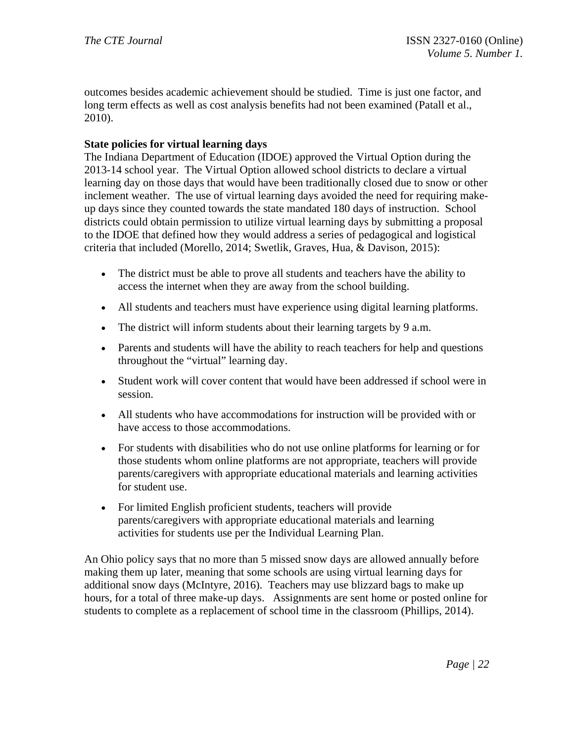outcomes besides academic achievement should be studied. Time is just one factor, and long term effects as well as cost analysis benefits had not been examined (Patall et al., 2010).

**State policies for virtual learning days**

The Indiana Department of Education (IDOE) approved the Virtual Option during the 2013-14 school year. The Virtual Option allowed school districts to declare a virtual learning day on those days that would have been traditionally closed due to snow or other inclement weather. The use of virtual learning days avoided the need for requiring make-up days since they counted towards the state mandated 180 days of instruction. School districts could obtain permission to utilize virtual learning days by submitting a proposal to the IDOE that defined how they would address a series of pedagogical and logistical criteria that included (Morello, 2014; Swetlik, Graves, Hua, & Davison, 2015):

- The district must be able to prove all students and teachers have the ability to access the internet when they are away from the school building.
- All students and teachers must have experience using digital learning platforms.
- The district will inform students about their learning targets by 9 a.m.
- Parents and students will have the ability to reach teachers for help and questions throughout the "virtual" learning day.
- Student work will cover content that would have been addressed if school were in session.
- All students who have accommodations for instruction will be provided with or have access to those accommodations.
- For students with disabilities who do not use online platforms for learning or for those students whom online platforms are not appropriate, teachers will provide parents/caregivers with appropriate educational materials and learning activities for student use.
- For limited English proficient students, teachers will provide parents/caregivers with appropriate educational materials and learning activities for students use per the Individual Learning Plan.

An Ohio policy says that no more than 5 missed snow days are allowed annually before making them up later, meaning that some schools are using virtual learning days for additional snow days (McIntyre, 2016). Teachers may use blizzard bags to make up hours, for a total of three make-up days. Assignments are sent home or posted online for students to complete as a replacement of school time in the classroom (Phillips, 2014).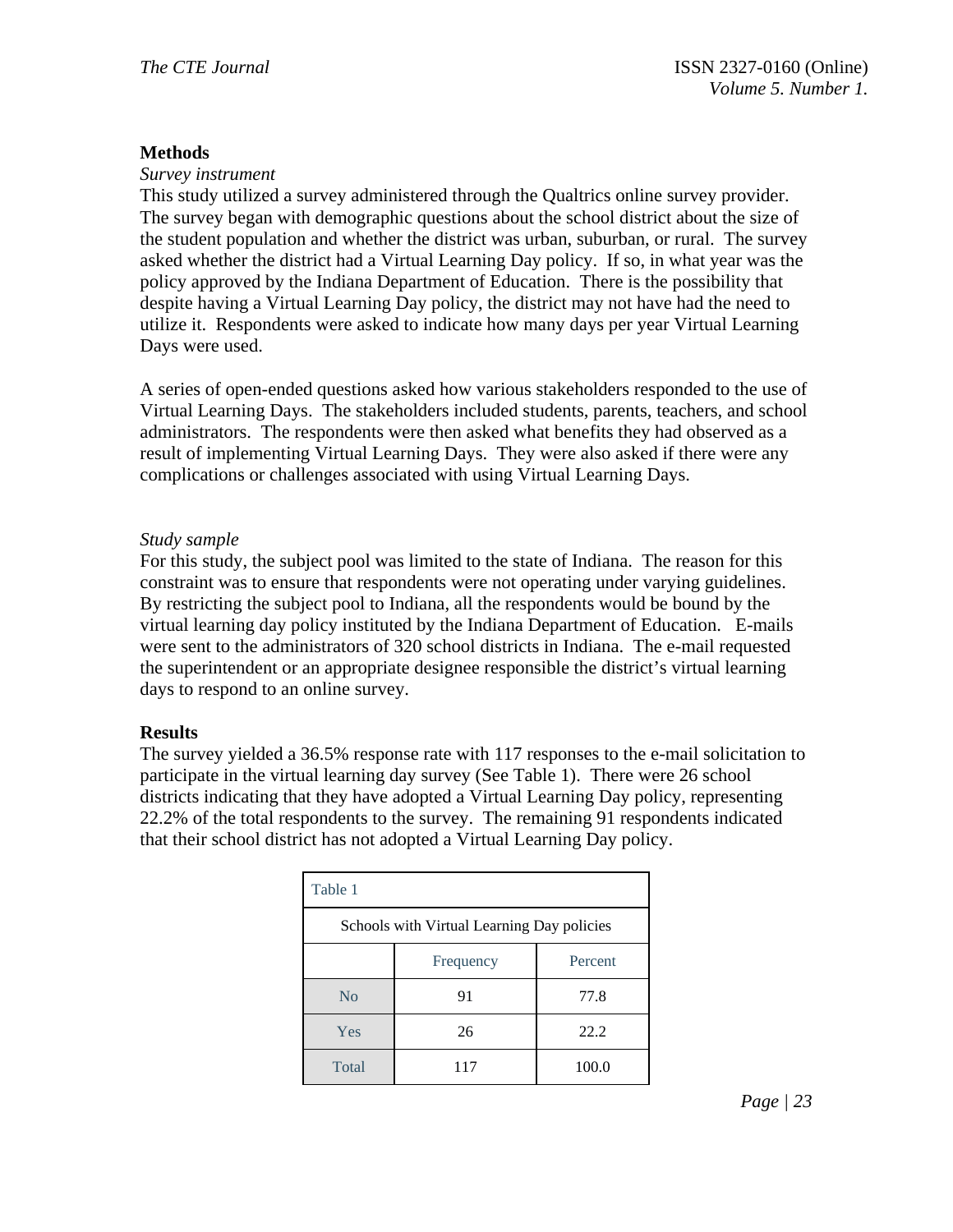## Methods

*Survey instrument*

This study utilized a survey administered through the Qualtrics online survey provider. The survey began with demographic questions about the school district about the size of the student population and whether the district was urban, suburban, or rural. The survey asked whether the district had a Virtual Learning Day policy. If so, in what year was the policy approved by the Indiana Department of Education. There is the possibility that despite having a Virtual Learning Day policy, the district may not have had the need to utilize it. Respondents were asked to indicate how many days per year Virtual Learning Days were used.

A series of open-ended questions asked how various stakeholders responded to the use of Virtual Learning Days. The stakeholders included students, parents, teachers, and school administrators. The respondents were then asked what benefits they had observed as a result of implementing Virtual Learning Days. They were also asked if there were any complications or challenges associated with using Virtual Learning Days.

*Study sample*

For this study, the subject pool was limited to the state of Indiana. The reason for this constraint was to ensure that respondents were not operating under varying guidelines. By restricting the subject pool to Indiana, all the respondents would be bound by the virtual learning day policy instituted by the Indiana Department of Education. E-mails were sent to the administrators of 320 school districts in Indiana. The e-mail requested the superintendent or an appropriate designee responsible the district's virtual learning days to respond to an online survey.

## Results

The survey yielded a 36.5% response rate with 117 responses to the e-mail solicitation to participate in the virtual learning day survey (See Table 1). There were 26 school districts indicating that they have adopted a Virtual Learning Day policy, representing 22.2% of the total respondents to the survey. The remaining 91 respondents indicated that their school district has not adopted a Virtual Learning Day policy.

Table 1

Schools with Virtual Learning Day policies

| | Frequency | Percent |
|---|---|---|
| No | 91 | 77.8 |
| Yes | 26 | 22.2 |
| Total | 117 | 100.0 |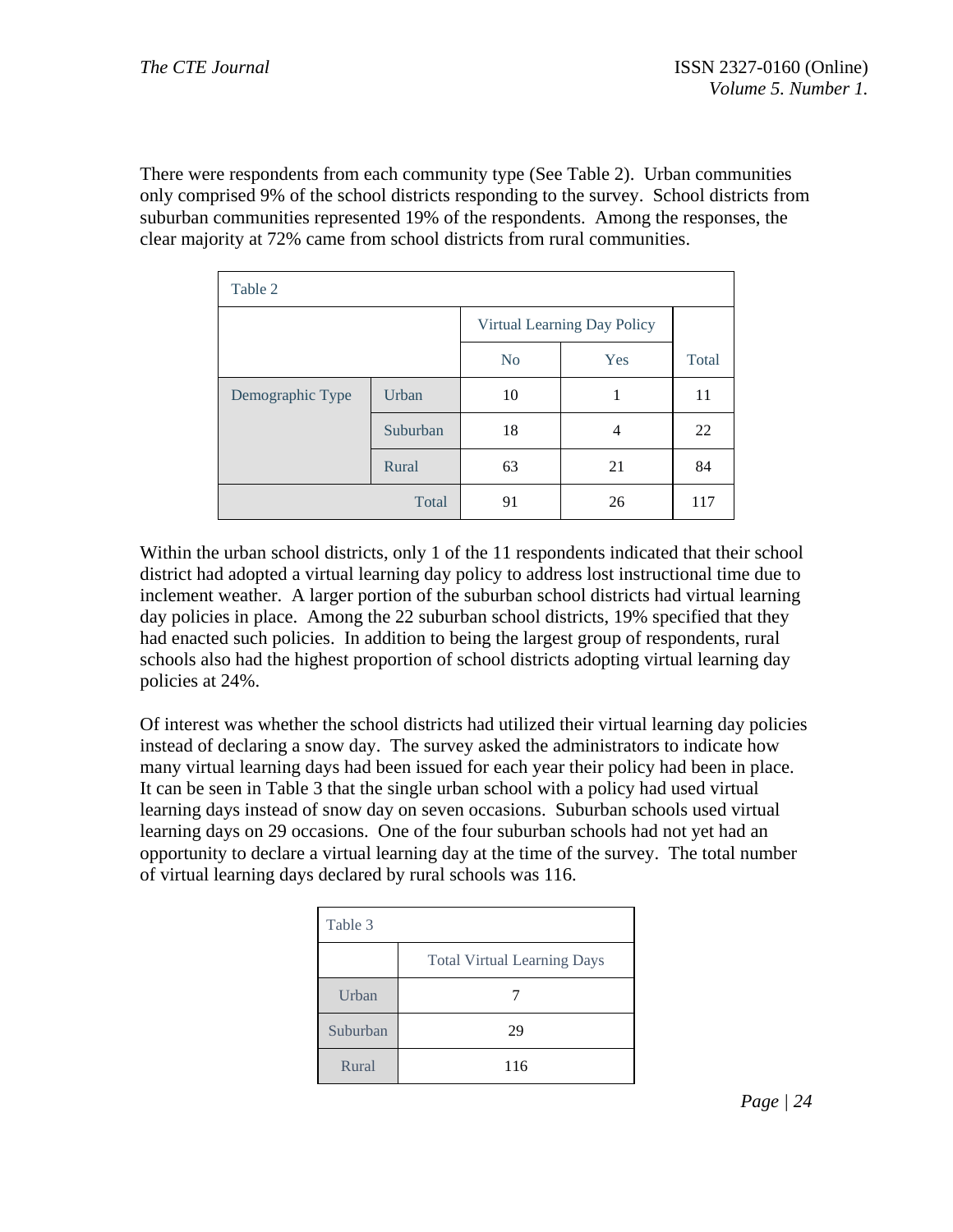There were respondents from each community type (See Table 2). Urban communities only comprised 9% of the school districts responding to the survey. School districts from suburban communities represented 19% of the respondents. Among the responses, the clear majority at 72% came from school districts from rural communities.

Table 2

| | | Virtual Learning Day Policy | | |
|---|---|---|---|---|
| | | No | Yes | Total |
| Demographic Type | Urban | 10 | 1 | 11 |
| | Suburban | 18 | 4 | 22 |
| | Rural | 63 | 21 | 84 |
| Total | | 91 | 26 | 117 |

Within the urban school districts, only 1 of the 11 respondents indicated that their school district had adopted a virtual learning day policy to address lost instructional time due to inclement weather. A larger portion of the suburban school districts had virtual learning day policies in place. Among the 22 suburban school districts, 19% specified that they had enacted such policies. In addition to being the largest group of respondents, rural schools also had the highest proportion of school districts adopting virtual learning day policies at 24%.

Of interest was whether the school districts had utilized their virtual learning day policies instead of declaring a snow day. The survey asked the administrators to indicate how many virtual learning days had been issued for each year their policy had been in place. It can be seen in Table 3 that the single urban school with a policy had used virtual learning days instead of snow day on seven occasions. Suburban schools used virtual learning days on 29 occasions. One of the four suburban schools had not yet had an opportunity to declare a virtual learning day at the time of the survey. The total number of virtual learning days declared by rural schools was 116.

Table 3

| | Total Virtual Learning Days |
|---|---|
| Urban | 7 |
| Suburban | 29 |
| Rural | 116 |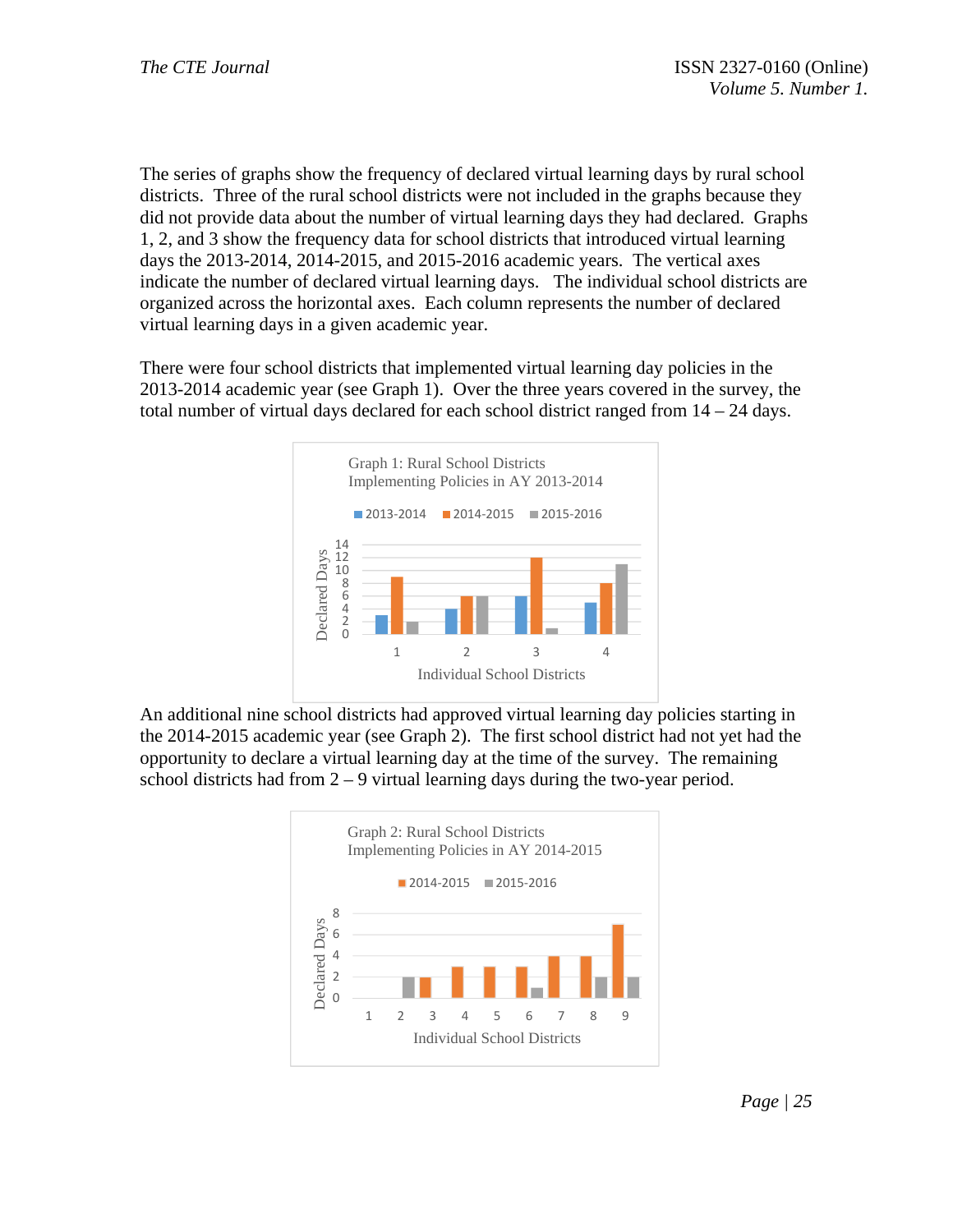The series of graphs show the frequency of declared virtual learning days by rural school districts. Three of the rural school districts were not included in the graphs because they did not provide data about the number of virtual learning days they had declared. Graphs 1, 2, and 3 show the frequency data for school districts that introduced virtual learning days the 2013-2014, 2014-2015, and 2015-2016 academic years. The vertical axes indicate the number of declared virtual learning days. The individual school districts are organized across the horizontal axes. Each column represents the number of declared virtual learning days in a given academic year.

There were four school districts that implemented virtual learning day policies in the 2013-2014 academic year (see Graph 1). Over the three years covered in the survey, the total number of virtual days declared for each school district ranged from 14 – 24 days.

Graph 1: Rural School Districts Implementing Policies in AY 2013-2014

An additional nine school districts had approved virtual learning day policies starting in the 2014-2015 academic year (see Graph 2). The first school district had not yet had the opportunity to declare a virtual learning day at the time of the survey. The remaining school districts had from 2 – 9 virtual learning days during the two-year period.

Graph 2: Rural School Districts Implementing Policies in AY 2014-2015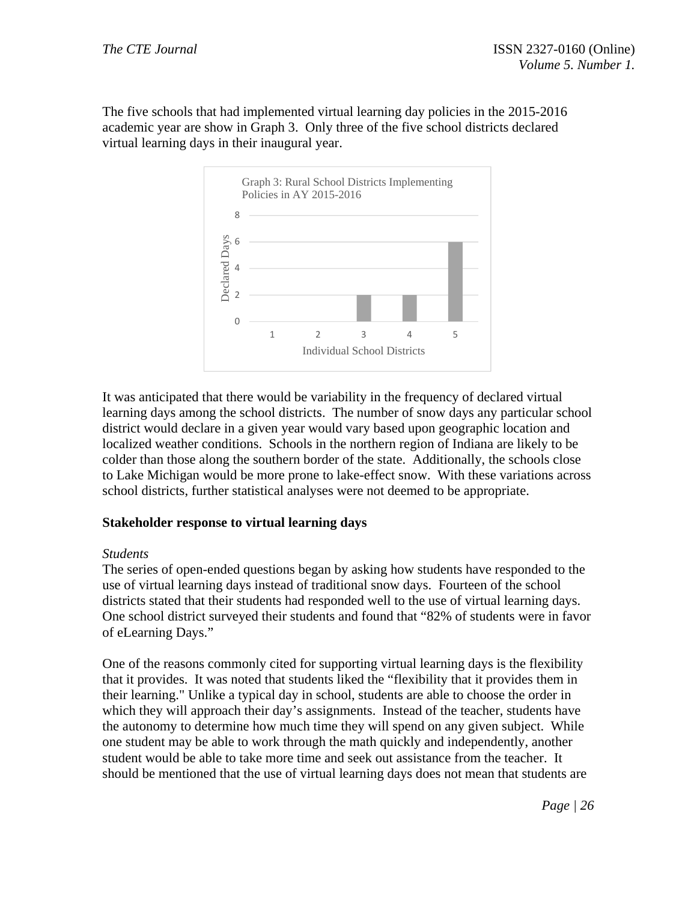The five schools that had implemented virtual learning day policies in the 2015-2016 academic year are show in Graph 3. Only three of the five school districts declared virtual learning days in their inaugural year.

Graph 3: Rural School Districts Implementing Policies in AY 2015-2016

| Individual School Districts | Declared Days |
|---|---|
| 1 | 0 |
| 2 | 0 |
| 3 | 2 |
| 4 | 2 |
| 5 | 6 |

It was anticipated that there would be variability in the frequency of declared virtual learning days among the school districts. The number of snow days any particular school district would declare in a given year would vary based upon geographic location and localized weather conditions. Schools in the northern region of Indiana are likely to be colder than those along the southern border of the state. Additionally, the schools close to Lake Michigan would be more prone to lake-effect snow. With these variations across school districts, further statistical analyses were not deemed to be appropriate.

**Stakeholder response to virtual learning days**

*Students*

The series of open-ended questions began by asking how students have responded to the use of virtual learning days instead of traditional snow days. Fourteen of the school districts stated that their students had responded well to the use of virtual learning days. One school district surveyed their students and found that "82% of students were in favor of eLearning Days."

One of the reasons commonly cited for supporting virtual learning days is the flexibility that it provides. It was noted that students liked the "flexibility that it provides them in their learning." Unlike a typical day in school, students are able to choose the order in which they will approach their day's assignments. Instead of the teacher, students have the autonomy to determine how much time they will spend on any given subject. While one student may be able to work through the math quickly and independently, another student would be able to take more time and seek out assistance from the teacher. It should be mentioned that the use of virtual learning days does not mean that students are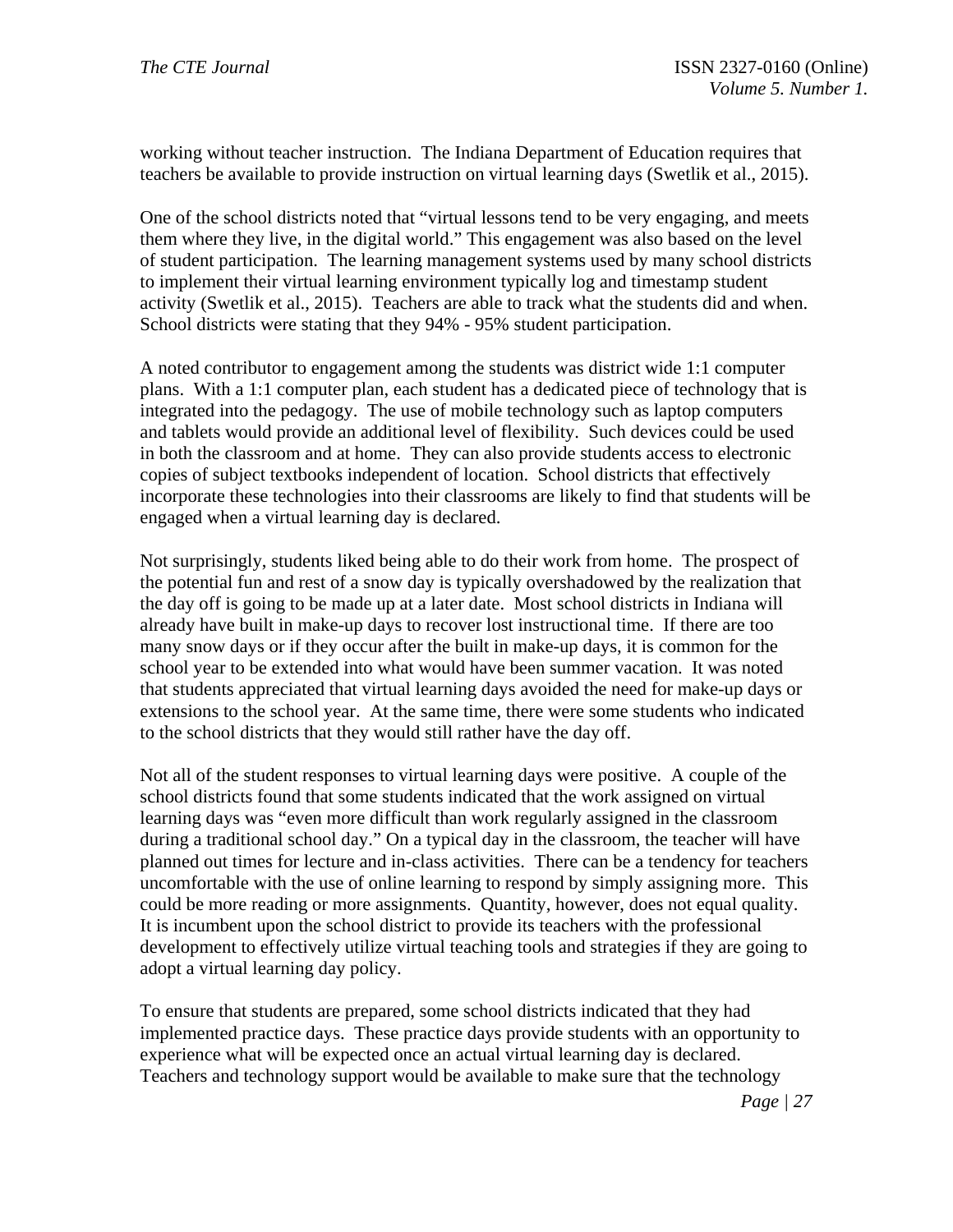working without teacher instruction. The Indiana Department of Education requires that teachers be available to provide instruction on virtual learning days (Swetlik et al., 2015).

One of the school districts noted that "virtual lessons tend to be very engaging, and meets them where they live, in the digital world." This engagement was also based on the level of student participation. The learning management systems used by many school districts to implement their virtual learning environment typically log and timestamp student activity (Swetlik et al., 2015). Teachers are able to track what the students did and when. School districts were stating that they 94% - 95% student participation.

A noted contributor to engagement among the students was district wide 1:1 computer plans. With a 1:1 computer plan, each student has a dedicated piece of technology that is integrated into the pedagogy. The use of mobile technology such as laptop computers and tablets would provide an additional level of flexibility. Such devices could be used in both the classroom and at home. They can also provide students access to electronic copies of subject textbooks independent of location. School districts that effectively incorporate these technologies into their classrooms are likely to find that students will be engaged when a virtual learning day is declared.

Not surprisingly, students liked being able to do their work from home. The prospect of the potential fun and rest of a snow day is typically overshadowed by the realization that the day off is going to be made up at a later date. Most school districts in Indiana will already have built in make-up days to recover lost instructional time. If there are too many snow days or if they occur after the built in make-up days, it is common for the school year to be extended into what would have been summer vacation. It was noted that students appreciated that virtual learning days avoided the need for make-up days or extensions to the school year. At the same time, there were some students who indicated to the school districts that they would still rather have the day off.

Not all of the student responses to virtual learning days were positive. A couple of the school districts found that some students indicated that the work assigned on virtual learning days was "even more difficult than work regularly assigned in the classroom during a traditional school day." On a typical day in the classroom, the teacher will have planned out times for lecture and in-class activities. There can be a tendency for teachers uncomfortable with the use of online learning to respond by simply assigning more. This could be more reading or more assignments. Quantity, however, does not equal quality. It is incumbent upon the school district to provide its teachers with the professional development to effectively utilize virtual teaching tools and strategies if they are going to adopt a virtual learning day policy.

To ensure that students are prepared, some school districts indicated that they had implemented practice days. These practice days provide students with an opportunity to experience what will be expected once an actual virtual learning day is declared. Teachers and technology support would be available to make sure that the technology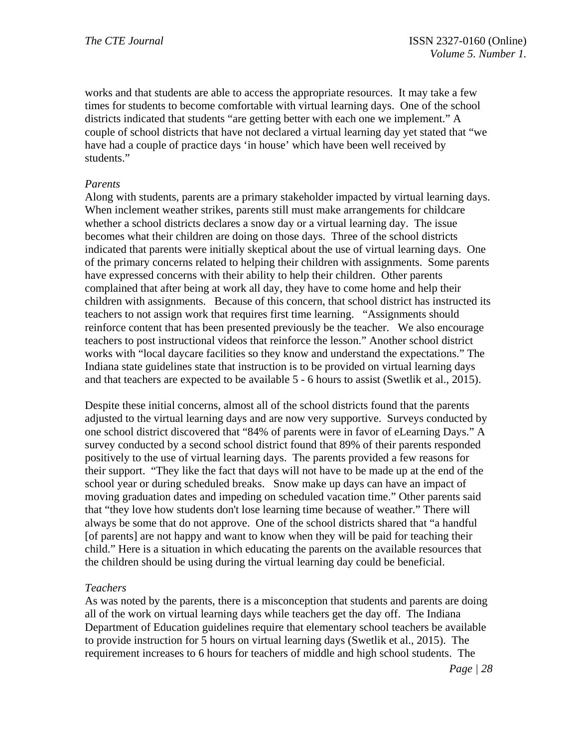works and that students are able to access the appropriate resources. It may take a few times for students to become comfortable with virtual learning days. One of the school districts indicated that students "are getting better with each one we implement." A couple of school districts that have not declared a virtual learning day yet stated that "we have had a couple of practice days 'in house' which have been well received by students."

*Parents*

Along with students, parents are a primary stakeholder impacted by virtual learning days. When inclement weather strikes, parents still must make arrangements for childcare whether a school districts declares a snow day or a virtual learning day. The issue becomes what their children are doing on those days. Three of the school districts indicated that parents were initially skeptical about the use of virtual learning days. One of the primary concerns related to helping their children with assignments. Some parents have expressed concerns with their ability to help their children. Other parents complained that after being at work all day, they have to come home and help their children with assignments. Because of this concern, that school district has instructed its teachers to not assign work that requires first time learning. "Assignments should reinforce content that has been presented previously be the teacher. We also encourage teachers to post instructional videos that reinforce the lesson." Another school district works with "local daycare facilities so they know and understand the expectations." The Indiana state guidelines state that instruction is to be provided on virtual learning days and that teachers are expected to be available 5 - 6 hours to assist (Swetlik et al., 2015).

Despite these initial concerns, almost all of the school districts found that the parents adjusted to the virtual learning days and are now very supportive. Surveys conducted by one school district discovered that "84% of parents were in favor of eLearning Days." A survey conducted by a second school district found that 89% of their parents responded positively to the use of virtual learning days. The parents provided a few reasons for their support. "They like the fact that days will not have to be made up at the end of the school year or during scheduled breaks. Snow make up days can have an impact of moving graduation dates and impeding on scheduled vacation time." Other parents said that "they love how students don't lose learning time because of weather." There will always be some that do not approve. One of the school districts shared that "a handful [of parents] are not happy and want to know when they will be paid for teaching their child." Here is a situation in which educating the parents on the available resources that the children should be using during the virtual learning day could be beneficial.

*Teachers*

As was noted by the parents, there is a misconception that students and parents are doing all of the work on virtual learning days while teachers get the day off. The Indiana Department of Education guidelines require that elementary school teachers be available to provide instruction for 5 hours on virtual learning days (Swetlik et al., 2015). The requirement increases to 6 hours for teachers of middle and high school students. The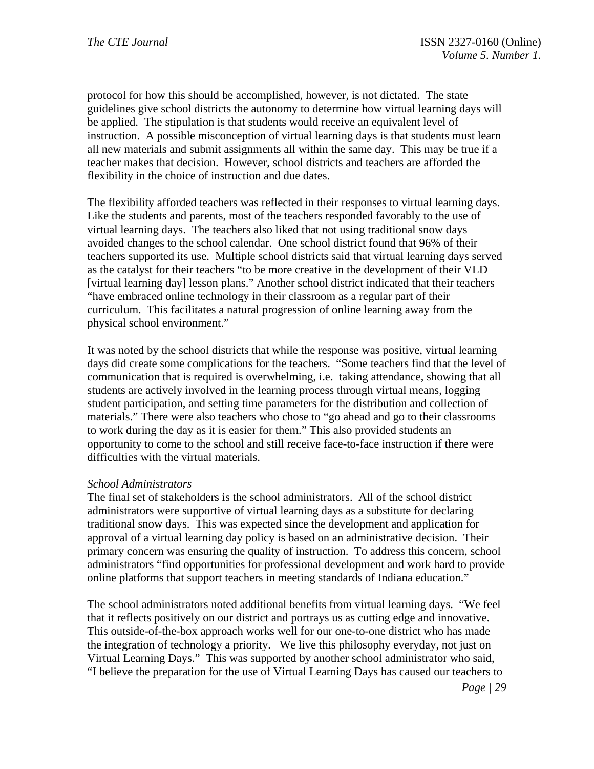protocol for how this should be accomplished, however, is not dictated. The state guidelines give school districts the autonomy to determine how virtual learning days will be applied. The stipulation is that students would receive an equivalent level of instruction. A possible misconception of virtual learning days is that students must learn all new materials and submit assignments all within the same day. This may be true if a teacher makes that decision. However, school districts and teachers are afforded the flexibility in the choice of instruction and due dates.

The flexibility afforded teachers was reflected in their responses to virtual learning days. Like the students and parents, most of the teachers responded favorably to the use of virtual learning days. The teachers also liked that not using traditional snow days avoided changes to the school calendar. One school district found that 96% of their teachers supported its use. Multiple school districts said that virtual learning days served as the catalyst for their teachers "to be more creative in the development of their VLD [virtual learning day] lesson plans." Another school district indicated that their teachers "have embraced online technology in their classroom as a regular part of their curriculum. This facilitates a natural progression of online learning away from the physical school environment."

It was noted by the school districts that while the response was positive, virtual learning days did create some complications for the teachers. "Some teachers find that the level of communication that is required is overwhelming, i.e. taking attendance, showing that all students are actively involved in the learning process through virtual means, logging student participation, and setting time parameters for the distribution and collection of materials." There were also teachers who chose to "go ahead and go to their classrooms to work during the day as it is easier for them." This also provided students an opportunity to come to the school and still receive face-to-face instruction if there were difficulties with the virtual materials.

*School Administrators*

The final set of stakeholders is the school administrators. All of the school district administrators were supportive of virtual learning days as a substitute for declaring traditional snow days. This was expected since the development and application for approval of a virtual learning day policy is based on an administrative decision. Their primary concern was ensuring the quality of instruction. To address this concern, school administrators "find opportunities for professional development and work hard to provide online platforms that support teachers in meeting standards of Indiana education."

The school administrators noted additional benefits from virtual learning days. "We feel that it reflects positively on our district and portrays us as cutting edge and innovative. This outside-of-the-box approach works well for our one-to-one district who has made the integration of technology a priority. We live this philosophy everyday, not just on Virtual Learning Days." This was supported by another school administrator who said, "I believe the preparation for the use of Virtual Learning Days has caused our teachers to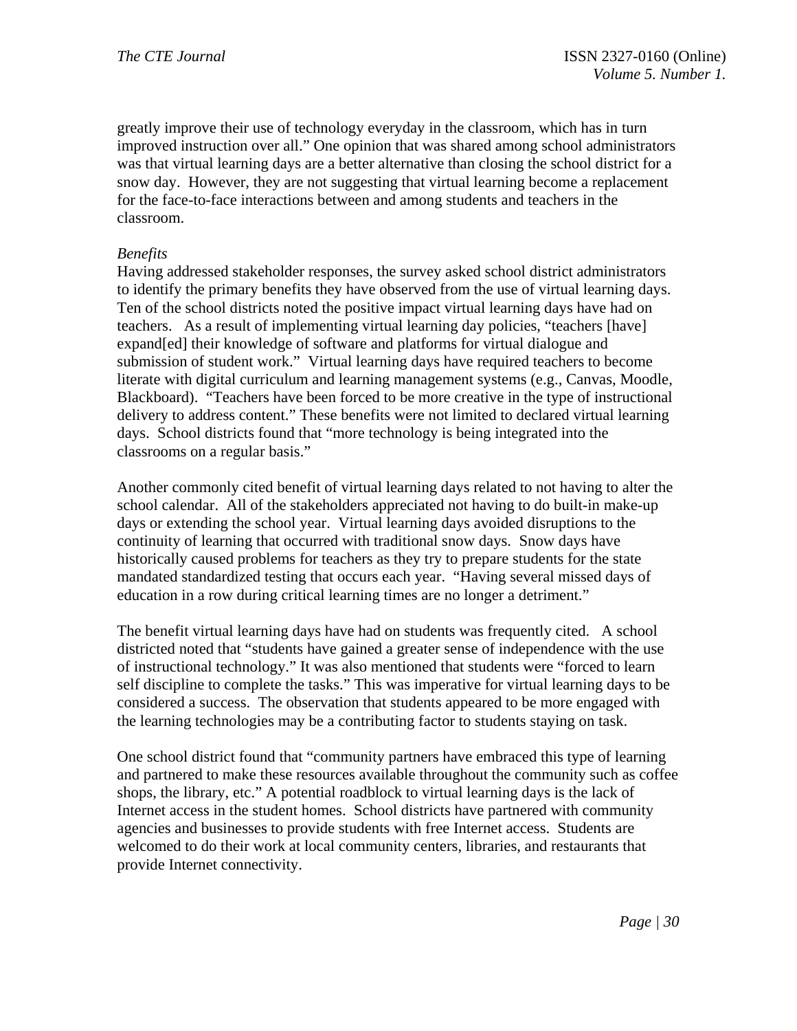greatly improve their use of technology everyday in the classroom, which has in turn improved instruction over all." One opinion that was shared among school administrators was that virtual learning days are a better alternative than closing the school district for a snow day. However, they are not suggesting that virtual learning become a replacement for the face-to-face interactions between and among students and teachers in the classroom.

*Benefits*

Having addressed stakeholder responses, the survey asked school district administrators to identify the primary benefits they have observed from the use of virtual learning days. Ten of the school districts noted the positive impact virtual learning days have had on teachers. As a result of implementing virtual learning day policies, "teachers [have] expand[ed] their knowledge of software and platforms for virtual dialogue and submission of student work." Virtual learning days have required teachers to become literate with digital curriculum and learning management systems (e.g., Canvas, Moodle, Blackboard). "Teachers have been forced to be more creative in the type of instructional delivery to address content." These benefits were not limited to declared virtual learning days. School districts found that "more technology is being integrated into the classrooms on a regular basis."

Another commonly cited benefit of virtual learning days related to not having to alter the school calendar. All of the stakeholders appreciated not having to do built-in make-up days or extending the school year. Virtual learning days avoided disruptions to the continuity of learning that occurred with traditional snow days. Snow days have historically caused problems for teachers as they try to prepare students for the state mandated standardized testing that occurs each year. "Having several missed days of education in a row during critical learning times are no longer a detriment."

The benefit virtual learning days have had on students was frequently cited. A school districted noted that "students have gained a greater sense of independence with the use of instructional technology." It was also mentioned that students were "forced to learn self discipline to complete the tasks." This was imperative for virtual learning days to be considered a success. The observation that students appeared to be more engaged with the learning technologies may be a contributing factor to students staying on task.

One school district found that "community partners have embraced this type of learning and partnered to make these resources available throughout the community such as coffee shops, the library, etc." A potential roadblock to virtual learning days is the lack of Internet access in the student homes. School districts have partnered with community agencies and businesses to provide students with free Internet access. Students are welcomed to do their work at local community centers, libraries, and restaurants that provide Internet connectivity.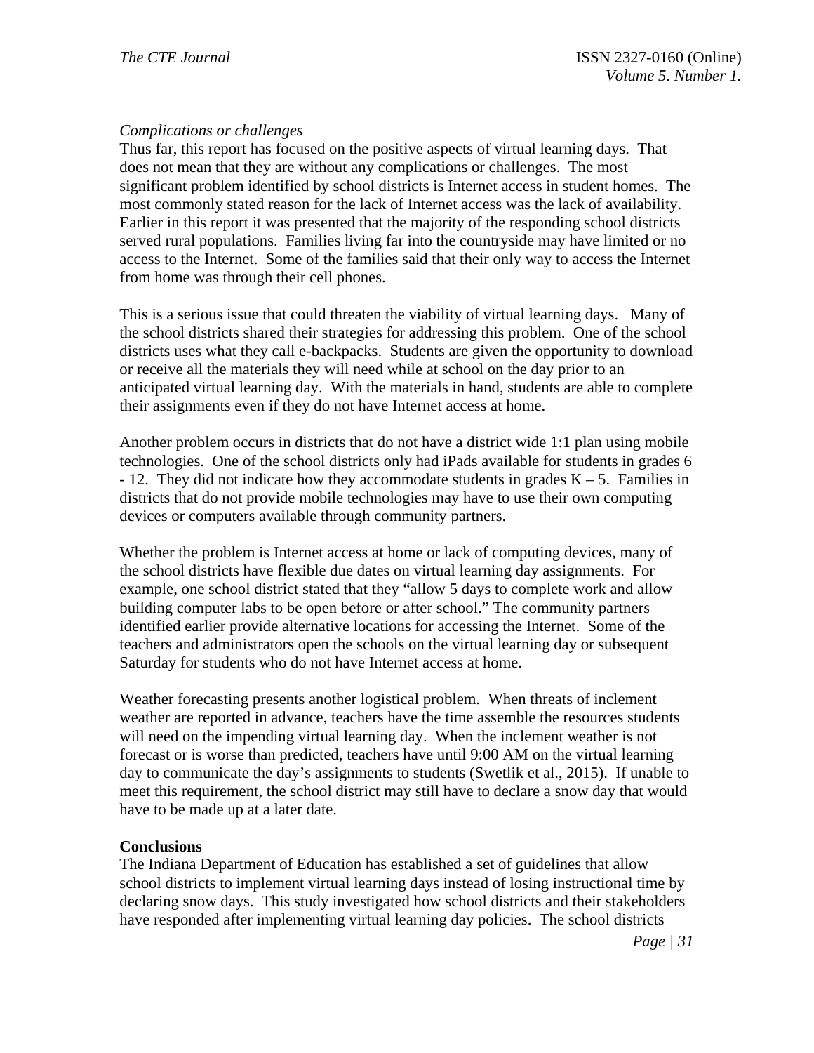*Complications or challenges*

Thus far, this report has focused on the positive aspects of virtual learning days. That does not mean that they are without any complications or challenges. The most significant problem identified by school districts is Internet access in student homes. The most commonly stated reason for the lack of Internet access was the lack of availability. Earlier in this report it was presented that the majority of the responding school districts served rural populations. Families living far into the countryside may have limited or no access to the Internet. Some of the families said that their only way to access the Internet from home was through their cell phones.

This is a serious issue that could threaten the viability of virtual learning days. Many of the school districts shared their strategies for addressing this problem. One of the school districts uses what they call e-backpacks. Students are given the opportunity to download or receive all the materials they will need while at school on the day prior to an anticipated virtual learning day. With the materials in hand, students are able to complete their assignments even if they do not have Internet access at home.

Another problem occurs in districts that do not have a district wide 1:1 plan using mobile technologies. One of the school districts only had iPads available for students in grades 6 - 12. They did not indicate how they accommodate students in grades K – 5. Families in districts that do not provide mobile technologies may have to use their own computing devices or computers available through community partners.

Whether the problem is Internet access at home or lack of computing devices, many of the school districts have flexible due dates on virtual learning day assignments. For example, one school district stated that they "allow 5 days to complete work and allow building computer labs to be open before or after school." The community partners identified earlier provide alternative locations for accessing the Internet. Some of the teachers and administrators open the schools on the virtual learning day or subsequent Saturday for students who do not have Internet access at home.

Weather forecasting presents another logistical problem. When threats of inclement weather are reported in advance, teachers have the time assemble the resources students will need on the impending virtual learning day. When the inclement weather is not forecast or is worse than predicted, teachers have until 9:00 AM on the virtual learning day to communicate the day's assignments to students (Swetlik et al., 2015). If unable to meet this requirement, the school district may still have to declare a snow day that would have to be made up at a later date.

**Conclusions**

The Indiana Department of Education has established a set of guidelines that allow school districts to implement virtual learning days instead of losing instructional time by declaring snow days. This study investigated how school districts and their stakeholders have responded after implementing virtual learning day policies. The school districts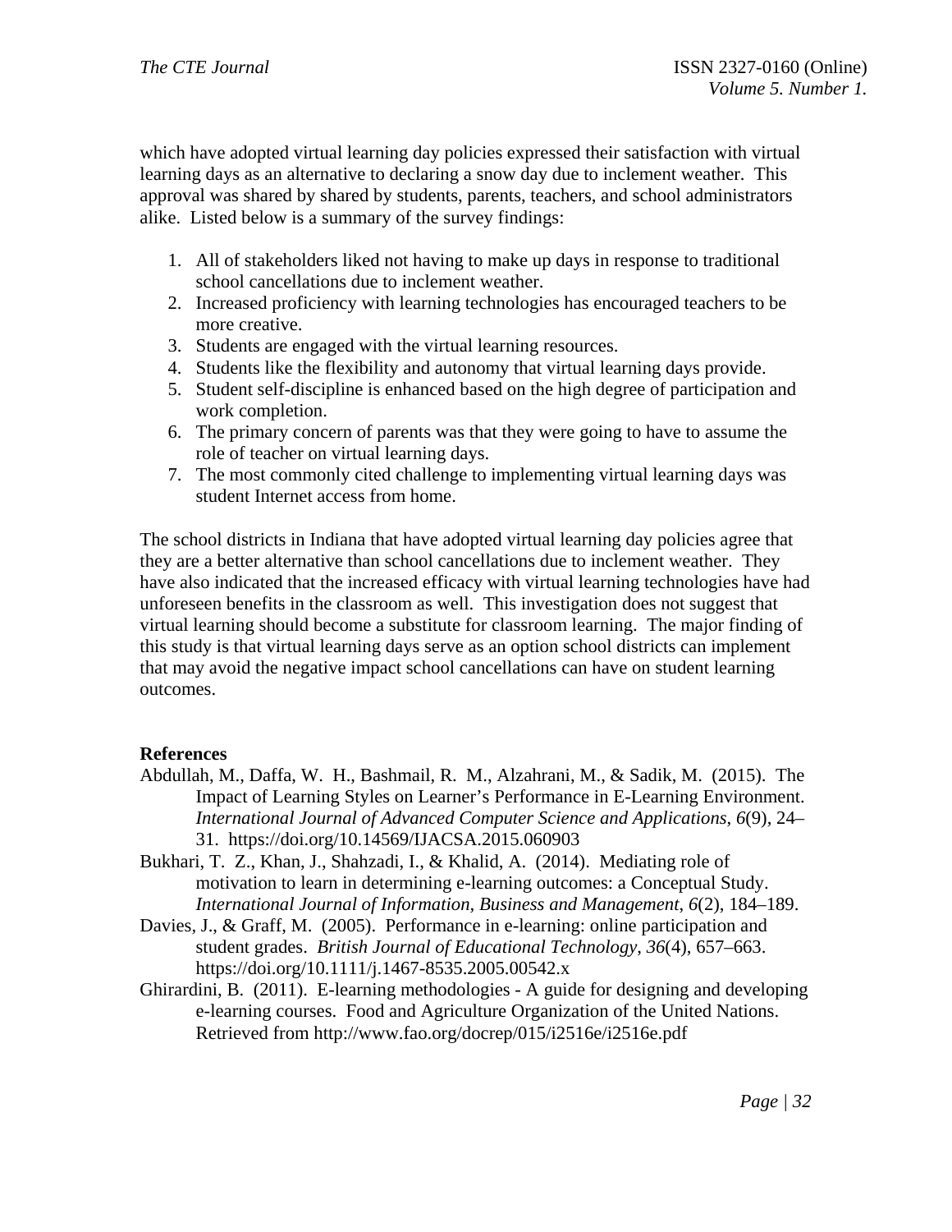which have adopted virtual learning day policies expressed their satisfaction with virtual learning days as an alternative to declaring a snow day due to inclement weather. This approval was shared by shared by students, parents, teachers, and school administrators alike. Listed below is a summary of the survey findings:

1. All of stakeholders liked not having to make up days in response to traditional school cancellations due to inclement weather.
2. Increased proficiency with learning technologies has encouraged teachers to be more creative.
3. Students are engaged with the virtual learning resources.
4. Students like the flexibility and autonomy that virtual learning days provide.
5. Student self-discipline is enhanced based on the high degree of participation and work completion.
6. The primary concern of parents was that they were going to have to assume the role of teacher on virtual learning days.
7. The most commonly cited challenge to implementing virtual learning days was student Internet access from home.

The school districts in Indiana that have adopted virtual learning day policies agree that they are a better alternative than school cancellations due to inclement weather. They have also indicated that the increased efficacy with virtual learning technologies have had unforeseen benefits in the classroom as well. This investigation does not suggest that virtual learning should become a substitute for classroom learning. The major finding of this study is that virtual learning days serve as an option school districts can implement that may avoid the negative impact school cancellations can have on student learning outcomes.

**References**

Abdullah, M., Daffa, W. H., Bashmail, R. M., Alzahrani, M., & Sadik, M. (2015). The Impact of Learning Styles on Learner's Performance in E-Learning Environment. *International Journal of Advanced Computer Science and Applications*, *6*(9), 24–31. https://doi.org/10.14569/IJACSA.2015.060903

Bukhari, T. Z., Khan, J., Shahzadi, I., & Khalid, A. (2014). Mediating role of motivation to learn in determining e-learning outcomes: a Conceptual Study. *International Journal of Information, Business and Management*, *6*(2), 184–189.

Davies, J., & Graff, M. (2005). Performance in e-learning: online participation and student grades. *British Journal of Educational Technology*, *36*(4), 657–663. https://doi.org/10.1111/j.1467-8535.2005.00542.x

Ghirardini, B. (2011). E-learning methodologies - A guide for designing and developing e-learning courses. Food and Agriculture Organization of the United Nations. Retrieved from http://www.fao.org/docrep/015/i2516e/i2516e.pdf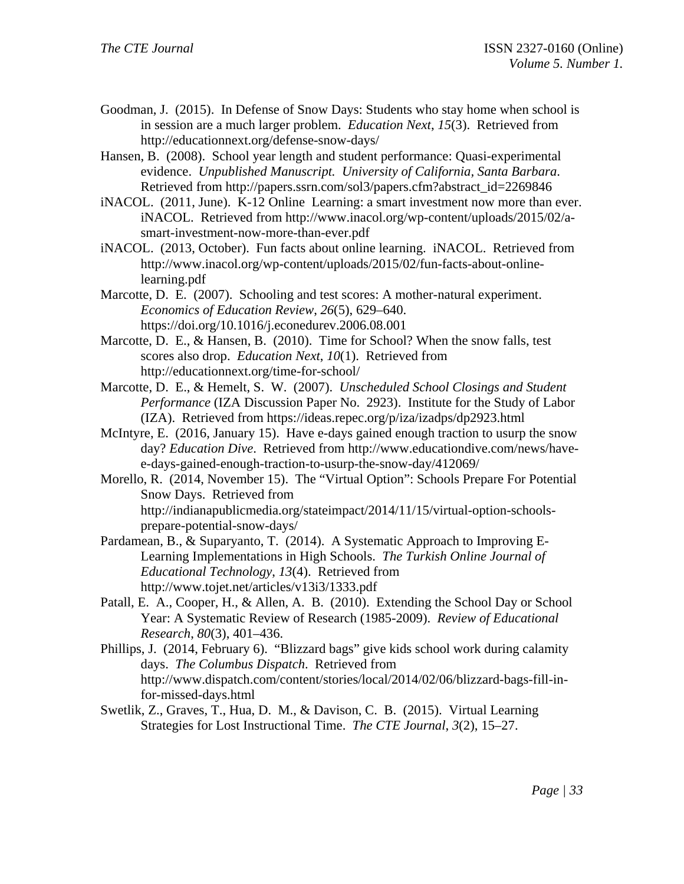Goodman, J. (2015). In Defense of Snow Days: Students who stay home when school is in session are a much larger problem. *Education Next*, *15*(3). Retrieved from http://educationnext.org/defense-snow-days/

Hansen, B. (2008). School year length and student performance: Quasi-experimental evidence. *Unpublished Manuscript. University of California, Santa Barbara*. Retrieved from http://papers.ssrn.com/sol3/papers.cfm?abstract_id=2269846

iNACOL. (2011, June). K-12 Online Learning: a smart investment now more than ever. iNACOL. Retrieved from http://www.inacol.org/wp-content/uploads/2015/02/a-smart-investment-now-more-than-ever.pdf

iNACOL. (2013, October). Fun facts about online learning. iNACOL. Retrieved from http://www.inacol.org/wp-content/uploads/2015/02/fun-facts-about-online-learning.pdf

Marcotte, D. E. (2007). Schooling and test scores: A mother-natural experiment. *Economics of Education Review*, *26*(5), 629–640. https://doi.org/10.1016/j.econedurev.2006.08.001

Marcotte, D. E., & Hansen, B. (2010). Time for School? When the snow falls, test scores also drop. *Education Next*, *10*(1). Retrieved from http://educationnext.org/time-for-school/

Marcotte, D. E., & Hemelt, S. W. (2007). *Unscheduled School Closings and Student Performance* (IZA Discussion Paper No. 2923). Institute for the Study of Labor (IZA). Retrieved from https://ideas.repec.org/p/iza/izadps/dp2923.html

McIntyre, E. (2016, January 15). Have e-days gained enough traction to usurp the snow day? *Education Dive*. Retrieved from http://www.educationdive.com/news/have-e-days-gained-enough-traction-to-usurp-the-snow-day/412069/

Morello, R. (2014, November 15). The "Virtual Option": Schools Prepare For Potential Snow Days. Retrieved from http://indianapublicmedia.org/stateimpact/2014/11/15/virtual-option-schools-prepare-potential-snow-days/

Pardamean, B., & Suparyanto, T. (2014). A Systematic Approach to Improving E-Learning Implementations in High Schools. *The Turkish Online Journal of Educational Technology*, *13*(4). Retrieved from http://www.tojet.net/articles/v13i3/1333.pdf

Patall, E. A., Cooper, H., & Allen, A. B. (2010). Extending the School Day or School Year: A Systematic Review of Research (1985-2009). *Review of Educational Research*, *80*(3), 401–436.

Phillips, J. (2014, February 6). "Blizzard bags" give kids school work during calamity days. *The Columbus Dispatch*. Retrieved from http://www.dispatch.com/content/stories/local/2014/02/06/blizzard-bags-fill-in-for-missed-days.html

Swetlik, Z., Graves, T., Hua, D. M., & Davison, C. B. (2015). Virtual Learning Strategies for Lost Instructional Time. *The CTE Journal*, *3*(2), 15–27.